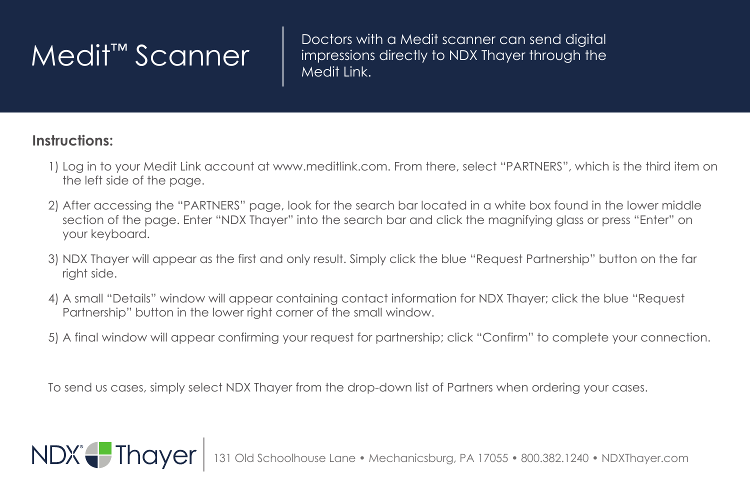# Medit™ Scanner

Doctors with a Medit scanner can send digital impressions directly to NDX Thayer through the Medit Link.

**Instructions:**

1) Log in to your Medit Link account at www.meditlink.com. From there, select "PARTNERS", which is the third item on the left side of the page.
2) After accessing the "PARTNERS" page, look for the search bar located in a white box found in the lower middle section of the page. Enter "NDX Thayer" into the search bar and click the magnifying glass or press "Enter" on your keyboard.
3) NDX Thayer will appear as the first and only result. Simply click the blue "Request Partnership" button on the far right side.
4) A small "Details" window will appear containing contact information for NDX Thayer; click the blue "Request Partnership" button in the lower right corner of the small window.
5) A final window will appear confirming your request for partnership; click "Confirm" to complete your connection.

To send us cases, simply select NDX Thayer from the drop-down list of Partners when ordering your cases.

NDX Thayer | 131 Old Schoolhouse Lane • Mechanicsburg, PA 17055 • 800.382.1240 • NDXThayer.com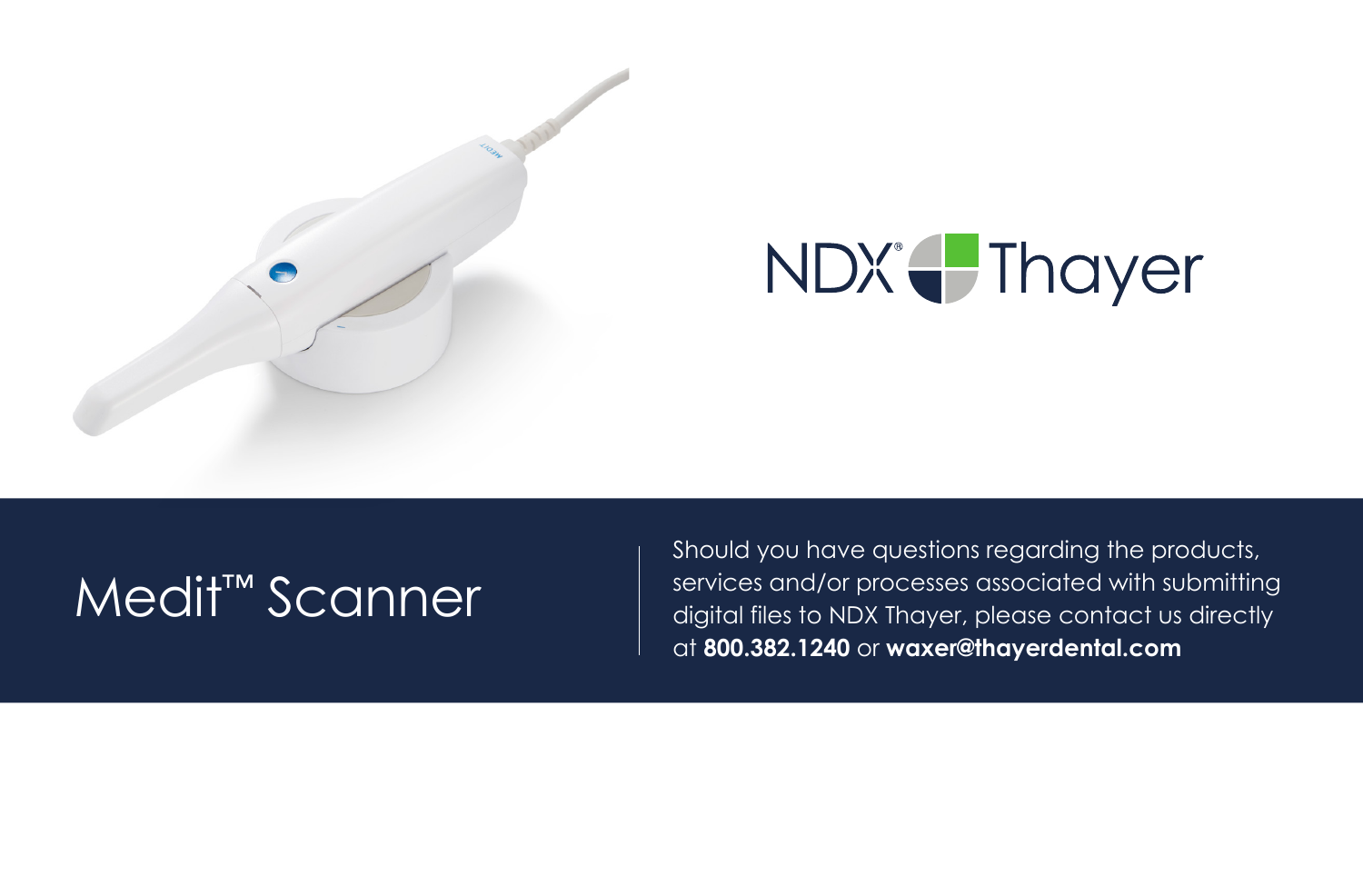NDX® Thayer

# Medit™ Scanner

Should you have questions regarding the products, services and/or processes associated with submitting digital files to NDX Thayer, please contact us directly at **800.382.1240** or **waxer@thayerdental.com**